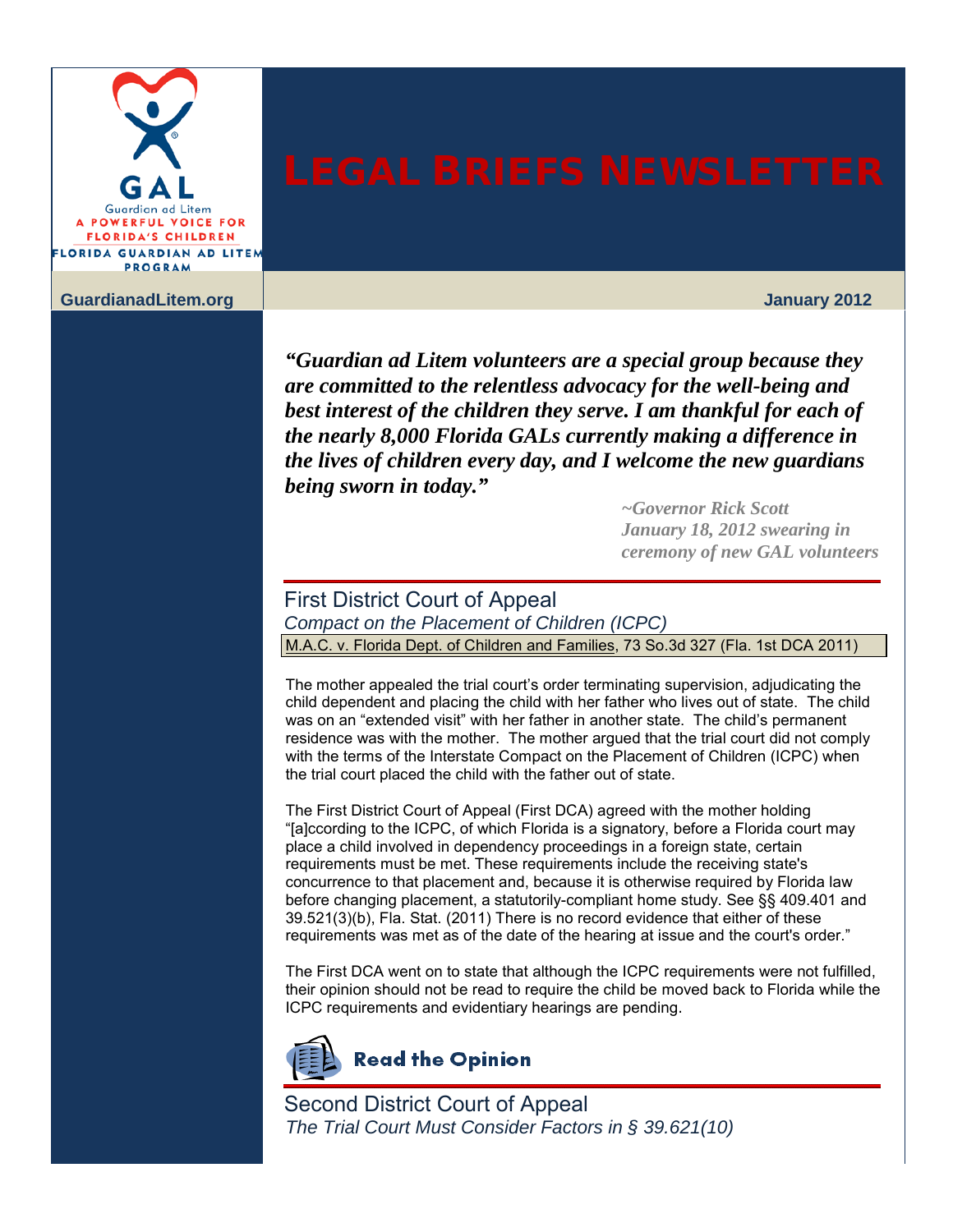GAL
Guardian ad Litem
A POWERFUL VOICE FOR FLORIDA'S CHILDREN
FLORIDA GUARDIAN AD LITEM PROGRAM

# LEGAL BRIEFS NEWSLETTER

GuardianadLitem.org

January 2012

***"Guardian ad Litem volunteers are a special group because they are committed to the relentless advocacy for the well-being and best interest of the children they serve. I am thankful for each of the nearly 8,000 Florida GALs currently making a difference in the lives of children every day, and I welcome the new guardians being sworn in today."***

*~Governor Rick Scott*
*January 18, 2012 swearing in ceremony of new GAL volunteers*

## First District Court of Appeal

*Compact on the Placement of Children (ICPC)*

M.A.C. v. Florida Dept. of Children and Families, 73 So.3d 327 (Fla. 1st DCA 2011)

The mother appealed the trial court's order terminating supervision, adjudicating the child dependent and placing the child with her father who lives out of state. The child was on an "extended visit" with her father in another state. The child's permanent residence was with the mother. The mother argued that the trial court did not comply with the terms of the Interstate Compact on the Placement of Children (ICPC) when the trial court placed the child with the father out of state.

The First District Court of Appeal (First DCA) agreed with the mother holding "[a]ccording to the ICPC, of which Florida is a signatory, before a Florida court may place a child involved in dependency proceedings in a foreign state, certain requirements must be met. These requirements include the receiving state's concurrence to that placement and, because it is otherwise required by Florida law before changing placement, a statutorily-compliant home study. See §§ 409.401 and 39.521(3)(b), Fla. Stat. (2011) There is no record evidence that either of these requirements was met as of the date of the hearing at issue and the court's order."

The First DCA went on to state that although the ICPC requirements were not fulfilled, their opinion should not be read to require the child be moved back to Florida while the ICPC requirements and evidentiary hearings are pending.

**Read the Opinion**

## Second District Court of Appeal

*The Trial Court Must Consider Factors in § 39.621(10)*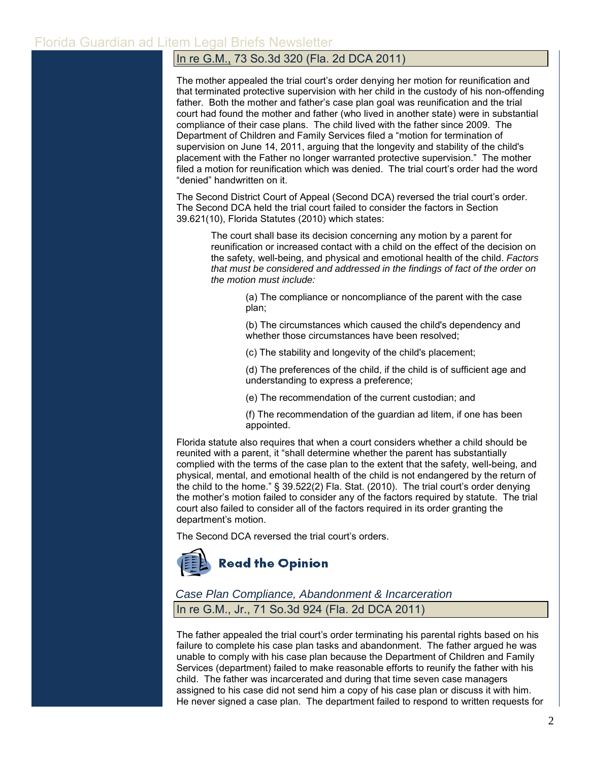## In re G.M., 73 So.3d 320 (Fla. 2d DCA 2011)

The mother appealed the trial court's order denying her motion for reunification and that terminated protective supervision with her child in the custody of his non-offending father. Both the mother and father's case plan goal was reunification and the trial court had found the mother and father (who lived in another state) were in substantial compliance of their case plans. The child lived with the father since 2009. The Department of Children and Family Services filed a "motion for termination of supervision on June 14, 2011, arguing that the longevity and stability of the child's placement with the Father no longer warranted protective supervision." The mother filed a motion for reunification which was denied. The trial court's order had the word "denied" handwritten on it.

The Second District Court of Appeal (Second DCA) reversed the trial court's order. The Second DCA held the trial court failed to consider the factors in Section 39.621(10), Florida Statutes (2010) which states:

> The court shall base its decision concerning any motion by a parent for reunification or increased contact with a child on the effect of the decision on the safety, well-being, and physical and emotional health of the child. *Factors that must be considered and addressed in the findings of fact of the order on the motion must include:*
>
> (a) The compliance or noncompliance of the parent with the case plan;
>
> (b) The circumstances which caused the child's dependency and whether those circumstances have been resolved;
>
> (c) The stability and longevity of the child's placement;
>
> (d) The preferences of the child, if the child is of sufficient age and understanding to express a preference;
>
> (e) The recommendation of the current custodian; and
>
> (f) The recommendation of the guardian ad litem, if one has been appointed.

Florida statute also requires that when a court considers whether a child should be reunited with a parent, it "shall determine whether the parent has substantially complied with the terms of the case plan to the extent that the safety, well-being, and physical, mental, and emotional health of the child is not endangered by the return of the child to the home." § 39.522(2) Fla. Stat. (2010). The trial court's order denying the mother's motion failed to consider any of the factors required by statute. The trial court also failed to consider all of the factors required in its order granting the department's motion.

The Second DCA reversed the trial court's orders.

**Read the Opinion**

### *Case Plan Compliance, Abandonment & Incarceration*

## In re G.M., Jr., 71 So.3d 924 (Fla. 2d DCA 2011)

The father appealed the trial court's order terminating his parental rights based on his failure to complete his case plan tasks and abandonment. The father argued he was unable to comply with his case plan because the Department of Children and Family Services (department) failed to make reasonable efforts to reunify the father with his child. The father was incarcerated and during that time seven case managers assigned to his case did not send him a copy of his case plan or discuss it with him. He never signed a case plan. The department failed to respond to written requests for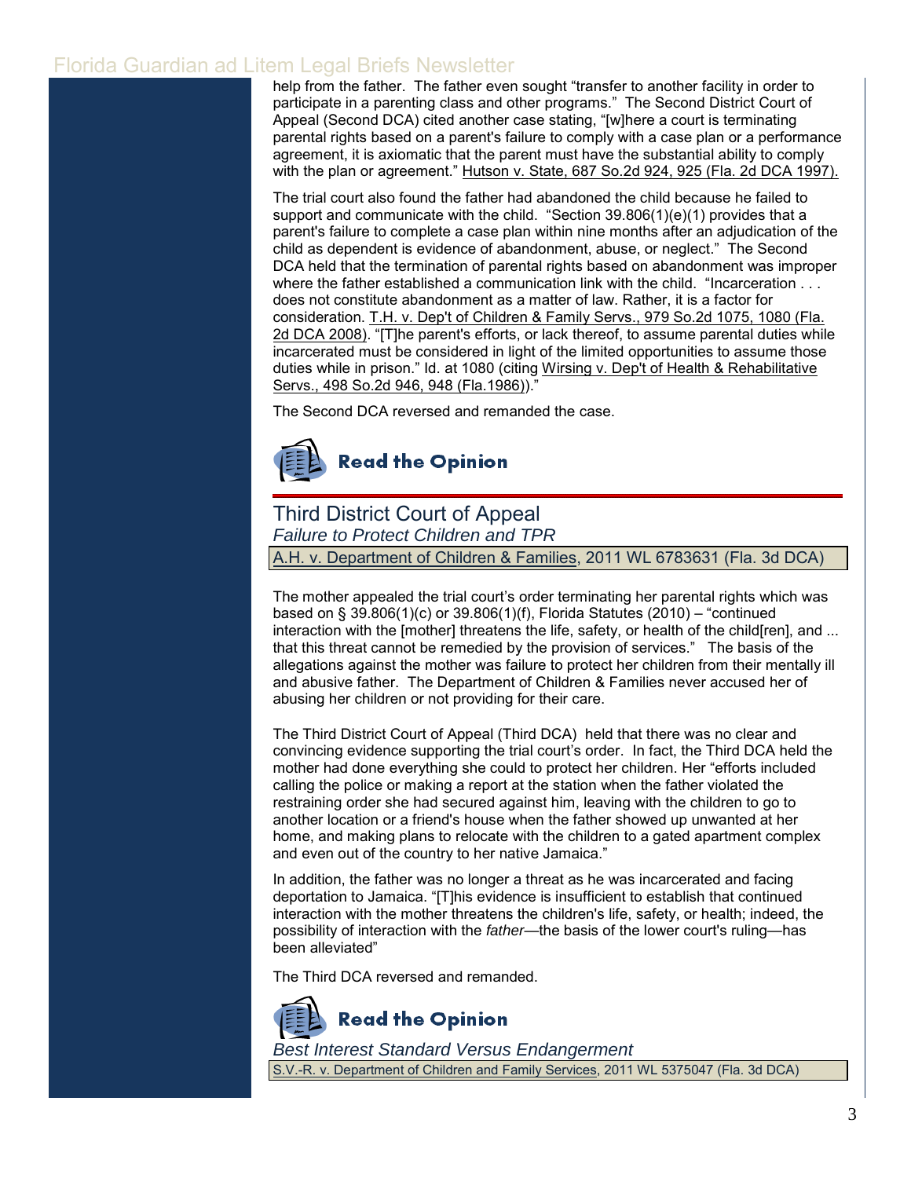help from the father. The father even sought "transfer to another facility in order to participate in a parenting class and other programs." The Second District Court of Appeal (Second DCA) cited another case stating, "[w]here a court is terminating parental rights based on a parent's failure to comply with a case plan or a performance agreement, it is axiomatic that the parent must have the substantial ability to comply with the plan or agreement." Hutson v. State, 687 So.2d 924, 925 (Fla. 2d DCA 1997).

The trial court also found the father had abandoned the child because he failed to support and communicate with the child. "Section 39.806(1)(e)(1) provides that a parent's failure to complete a case plan within nine months after an adjudication of the child as dependent is evidence of abandonment, abuse, or neglect." The Second DCA held that the termination of parental rights based on abandonment was improper where the father established a communication link with the child. "Incarceration . . . does not constitute abandonment as a matter of law. Rather, it is a factor for consideration. T.H. v. Dep't of Children & Family Servs., 979 So.2d 1075, 1080 (Fla. 2d DCA 2008). "[T]he parent's efforts, or lack thereof, to assume parental duties while incarcerated must be considered in light of the limited opportunities to assume those duties while in prison." Id. at 1080 (citing Wirsing v. Dep't of Health & Rehabilitative Servs., 498 So.2d 946, 948 (Fla.1986))."

The Second DCA reversed and remanded the case.

**Read the Opinion**

## Third District Court of Appeal

*Failure to Protect Children and TPR*

A.H. v. Department of Children & Families, 2011 WL 6783631 (Fla. 3d DCA)

The mother appealed the trial court's order terminating her parental rights which was based on § 39.806(1)(c) or 39.806(1)(f), Florida Statutes (2010) – "continued interaction with the [mother] threatens the life, safety, or health of the child[ren], and ... that this threat cannot be remedied by the provision of services." The basis of the allegations against the mother was failure to protect her children from their mentally ill and abusive father. The Department of Children & Families never accused her of abusing her children or not providing for their care.

The Third District Court of Appeal (Third DCA) held that there was no clear and convincing evidence supporting the trial court's order. In fact, the Third DCA held the mother had done everything she could to protect her children. Her "efforts included calling the police or making a report at the station when the father violated the restraining order she had secured against him, leaving with the children to go to another location or a friend's house when the father showed up unwanted at her home, and making plans to relocate with the children to a gated apartment complex and even out of the country to her native Jamaica."

In addition, the father was no longer a threat as he was incarcerated and facing deportation to Jamaica. "[T]his evidence is insufficient to establish that continued interaction with the mother threatens the children's life, safety, or health; indeed, the possibility of interaction with the *father*—the basis of the lower court's ruling—has been alleviated"

The Third DCA reversed and remanded.

**Read the Opinion**

*Best Interest Standard Versus Endangerment*

S.V.-R. v. Department of Children and Family Services, 2011 WL 5375047 (Fla. 3d DCA)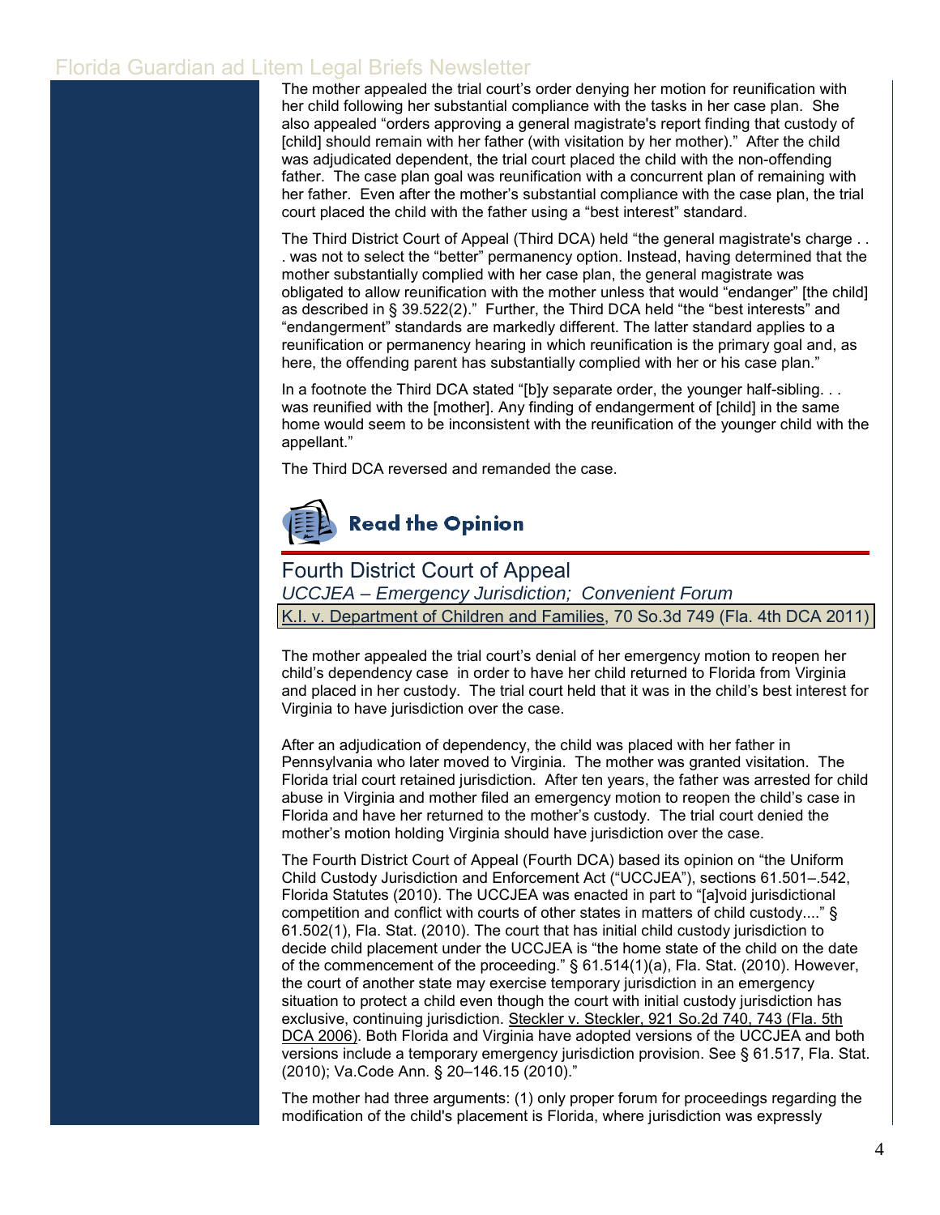The mother appealed the trial court's order denying her motion for reunification with her child following her substantial compliance with the tasks in her case plan. She also appealed "orders approving a general magistrate's report finding that custody of [child] should remain with her father (with visitation by her mother)." After the child was adjudicated dependent, the trial court placed the child with the non-offending father. The case plan goal was reunification with a concurrent plan of remaining with her father. Even after the mother's substantial compliance with the case plan, the trial court placed the child with the father using a "best interest" standard.

The Third District Court of Appeal (Third DCA) held "the general magistrate's charge . . . was not to select the "better" permanency option. Instead, having determined that the mother substantially complied with her case plan, the general magistrate was obligated to allow reunification with the mother unless that would "endanger" [the child] as described in § 39.522(2)." Further, the Third DCA held "the "best interests" and "endangerment" standards are markedly different. The latter standard applies to a reunification or permanency hearing in which reunification is the primary goal and, as here, the offending parent has substantially complied with her or his case plan."

In a footnote the Third DCA stated "[b]y separate order, the younger half-sibling. . . was reunified with the [mother]. Any finding of endangerment of [child] in the same home would seem to be inconsistent with the reunification of the younger child with the appellant."

The Third DCA reversed and remanded the case.

**Read the Opinion**

## Fourth District Court of Appeal

*UCCJEA – Emergency Jurisdiction; Convenient Forum*

K.I. v. Department of Children and Families, 70 So.3d 749 (Fla. 4th DCA 2011)

The mother appealed the trial court's denial of her emergency motion to reopen her child's dependency case in order to have her child returned to Florida from Virginia and placed in her custody. The trial court held that it was in the child's best interest for Virginia to have jurisdiction over the case.

After an adjudication of dependency, the child was placed with her father in Pennsylvania who later moved to Virginia. The mother was granted visitation. The Florida trial court retained jurisdiction. After ten years, the father was arrested for child abuse in Virginia and mother filed an emergency motion to reopen the child's case in Florida and have her returned to the mother's custody. The trial court denied the mother's motion holding Virginia should have jurisdiction over the case.

The Fourth District Court of Appeal (Fourth DCA) based its opinion on "the Uniform Child Custody Jurisdiction and Enforcement Act ("UCCJEA"), sections 61.501–.542, Florida Statutes (2010). The UCCJEA was enacted in part to "[a]void jurisdictional competition and conflict with courts of other states in matters of child custody...." § 61.502(1), Fla. Stat. (2010). The court that has initial child custody jurisdiction to decide child placement under the UCCJEA is "the home state of the child on the date of the commencement of the proceeding." § 61.514(1)(a), Fla. Stat. (2010). However, the court of another state may exercise temporary jurisdiction in an emergency situation to protect a child even though the court with initial custody jurisdiction has exclusive, continuing jurisdiction. Steckler v. Steckler, 921 So.2d 740, 743 (Fla. 5th DCA 2006). Both Florida and Virginia have adopted versions of the UCCJEA and both versions include a temporary emergency jurisdiction provision. See § 61.517, Fla. Stat. (2010); Va.Code Ann. § 20–146.15 (2010)."

The mother had three arguments: (1) only proper forum for proceedings regarding the modification of the child's placement is Florida, where jurisdiction was expressly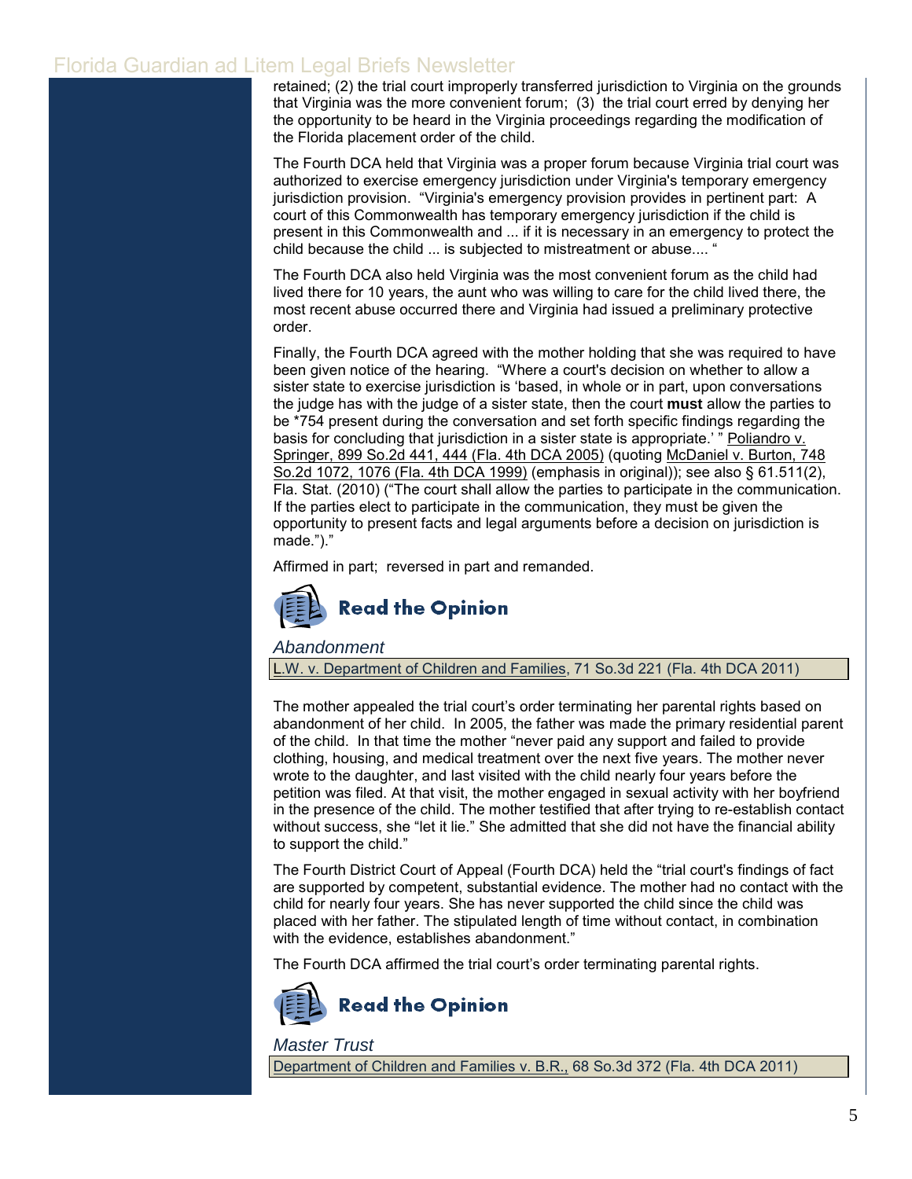retained; (2) the trial court improperly transferred jurisdiction to Virginia on the grounds that Virginia was the more convenient forum; (3) the trial court erred by denying her the opportunity to be heard in the Virginia proceedings regarding the modification of the Florida placement order of the child.

The Fourth DCA held that Virginia was a proper forum because Virginia trial court was authorized to exercise emergency jurisdiction under Virginia's temporary emergency jurisdiction provision. "Virginia's emergency provision provides in pertinent part: A court of this Commonwealth has temporary emergency jurisdiction if the child is present in this Commonwealth and ... if it is necessary in an emergency to protect the child because the child ... is subjected to mistreatment or abuse.... "

The Fourth DCA also held Virginia was the most convenient forum as the child had lived there for 10 years, the aunt who was willing to care for the child lived there, the most recent abuse occurred there and Virginia had issued a preliminary protective order.

Finally, the Fourth DCA agreed with the mother holding that she was required to have been given notice of the hearing. "Where a court's decision on whether to allow a sister state to exercise jurisdiction is 'based, in whole or in part, upon conversations the judge has with the judge of a sister state, then the court **must** allow the parties to be *754 present during the conversation and set forth specific findings regarding the basis for concluding that jurisdiction in a sister state is appropriate.' " Poliandro v. Springer, 899 So.2d 441, 444 (Fla. 4th DCA 2005) (quoting McDaniel v. Burton, 748 So.2d 1072, 1076 (Fla. 4th DCA 1999) (emphasis in original)); see also § 61.511(2), Fla. Stat. (2010) ("The court shall allow the parties to participate in the communication. If the parties elect to participate in the communication, they must be given the opportunity to present facts and legal arguments before a decision on jurisdiction is made.")."

Affirmed in part; reversed in part and remanded.

**Read the Opinion**

### *Abandonment*

L.W. v. Department of Children and Families, 71 So.3d 221 (Fla. 4th DCA 2011)

The mother appealed the trial court's order terminating her parental rights based on abandonment of her child. In 2005, the father was made the primary residential parent of the child. In that time the mother "never paid any support and failed to provide clothing, housing, and medical treatment over the next five years. The mother never wrote to the daughter, and last visited with the child nearly four years before the petition was filed. At that visit, the mother engaged in sexual activity with her boyfriend in the presence of the child. The mother testified that after trying to re-establish contact without success, she "let it lie." She admitted that she did not have the financial ability to support the child."

The Fourth District Court of Appeal (Fourth DCA) held the "trial court's findings of fact are supported by competent, substantial evidence. The mother had no contact with the child for nearly four years. She has never supported the child since the child was placed with her father. The stipulated length of time without contact, in combination with the evidence, establishes abandonment."

The Fourth DCA affirmed the trial court's order terminating parental rights.

**Read the Opinion**

### *Master Trust*

Department of Children and Families v. B.R., 68 So.3d 372 (Fla. 4th DCA 2011)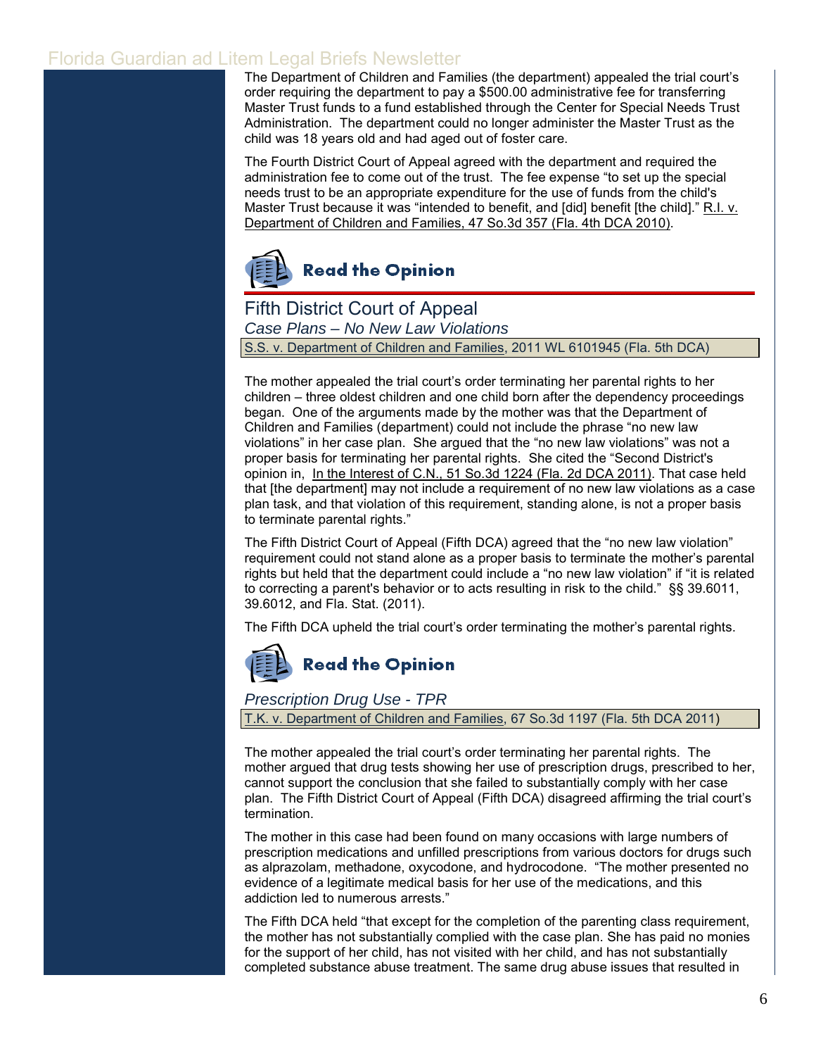The Department of Children and Families (the department) appealed the trial court's order requiring the department to pay a $500.00 administrative fee for transferring Master Trust funds to a fund established through the Center for Special Needs Trust Administration. The department could no longer administer the Master Trust as the child was 18 years old and had aged out of foster care.

The Fourth District Court of Appeal agreed with the department and required the administration fee to come out of the trust. The fee expense "to set up the special needs trust to be an appropriate expenditure for the use of funds from the child's Master Trust because it was "intended to benefit, and [did] benefit [the child]." R.I. v. Department of Children and Families, 47 So.3d 357 (Fla. 4th DCA 2010).

**Read the Opinion**

## Fifth District Court of Appeal

### *Case Plans – No New Law Violations*

S.S. v. Department of Children and Families, 2011 WL 6101945 (Fla. 5th DCA)

The mother appealed the trial court's order terminating her parental rights to her children – three oldest children and one child born after the dependency proceedings began. One of the arguments made by the mother was that the Department of Children and Families (department) could not include the phrase "no new law violations" in her case plan. She argued that the "no new law violations" was not a proper basis for terminating her parental rights. She cited the "Second District's opinion in, In the Interest of C.N., 51 So.3d 1224 (Fla. 2d DCA 2011). That case held that [the department] may not include a requirement of no new law violations as a case plan task, and that violation of this requirement, standing alone, is not a proper basis to terminate parental rights."

The Fifth District Court of Appeal (Fifth DCA) agreed that the "no new law violation" requirement could not stand alone as a proper basis to terminate the mother's parental rights but held that the department could include a "no new law violation" if "it is related to correcting a parent's behavior or to acts resulting in risk to the child." §§ 39.6011, 39.6012, and Fla. Stat. (2011).

The Fifth DCA upheld the trial court's order terminating the mother's parental rights.

**Read the Opinion**

### *Prescription Drug Use - TPR*

T.K. v. Department of Children and Families, 67 So.3d 1197 (Fla. 5th DCA 2011)

The mother appealed the trial court's order terminating her parental rights. The mother argued that drug tests showing her use of prescription drugs, prescribed to her, cannot support the conclusion that she failed to substantially comply with her case plan. The Fifth District Court of Appeal (Fifth DCA) disagreed affirming the trial court's termination.

The mother in this case had been found on many occasions with large numbers of prescription medications and unfilled prescriptions from various doctors for drugs such as alprazolam, methadone, oxycodone, and hydrocodone. "The mother presented no evidence of a legitimate medical basis for her use of the medications, and this addiction led to numerous arrests."

The Fifth DCA held "that except for the completion of the parenting class requirement, the mother has not substantially complied with the case plan. She has paid no monies for the support of her child, has not visited with her child, and has not substantially completed substance abuse treatment. The same drug abuse issues that resulted in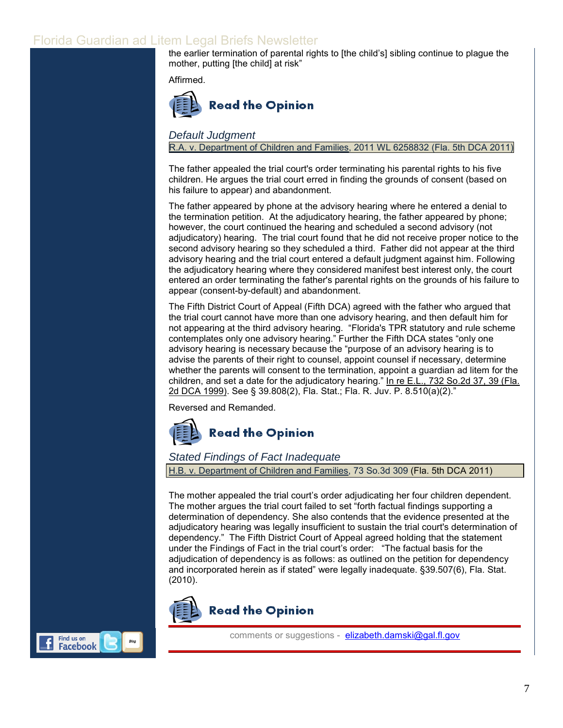the earlier termination of parental rights to [the child's] sibling continue to plague the mother, putting [the child] at risk"

Affirmed.

**Read the Opinion**

### *Default Judgment*

R.A. v. Department of Children and Families, 2011 WL 6258832 (Fla. 5th DCA 2011)

The father appealed the trial court's order terminating his parental rights to his five children. He argues the trial court erred in finding the grounds of consent (based on his failure to appear) and abandonment.

The father appeared by phone at the advisory hearing where he entered a denial to the termination petition. At the adjudicatory hearing, the father appeared by phone; however, the court continued the hearing and scheduled a second advisory (not adjudicatory) hearing. The trial court found that he did not receive proper notice to the second advisory hearing so they scheduled a third. Father did not appear at the third advisory hearing and the trial court entered a default judgment against him. Following the adjudicatory hearing where they considered manifest best interest only, the court entered an order terminating the father's parental rights on the grounds of his failure to appear (consent-by-default) and abandonment.

The Fifth District Court of Appeal (Fifth DCA) agreed with the father who argued that the trial court cannot have more than one advisory hearing, and then default him for not appearing at the third advisory hearing. "Florida's TPR statutory and rule scheme contemplates only one advisory hearing." Further the Fifth DCA states "only one advisory hearing is necessary because the "purpose of an advisory hearing is to advise the parents of their right to counsel, appoint counsel if necessary, determine whether the parents will consent to the termination, appoint a guardian ad litem for the children, and set a date for the adjudicatory hearing." In re E.L., 732 So.2d 37, 39 (Fla. 2d DCA 1999). See § 39.808(2), Fla. Stat.; Fla. R. Juv. P. 8.510(a)(2)."

Reversed and Remanded.

**Read the Opinion**

### *Stated Findings of Fact Inadequate*

H.B. v. Department of Children and Families, 73 So.3d 309 (Fla. 5th DCA 2011)

The mother appealed the trial court's order adjudicating her four children dependent. The mother argues the trial court failed to set "forth factual findings supporting a determination of dependency. She also contends that the evidence presented at the adjudicatory hearing was legally insufficient to sustain the trial court's determination of dependency." The Fifth District Court of Appeal agreed holding that the statement under the Findings of Fact in the trial court's order: "The factual basis for the adjudication of dependency is as follows: as outlined on the petition for dependency and incorporated herein as if stated" were legally inadequate. §39.507(6), Fla. Stat. (2010).

**Read the Opinion**

comments or suggestions - elizabeth.damski@gal.fl.gov